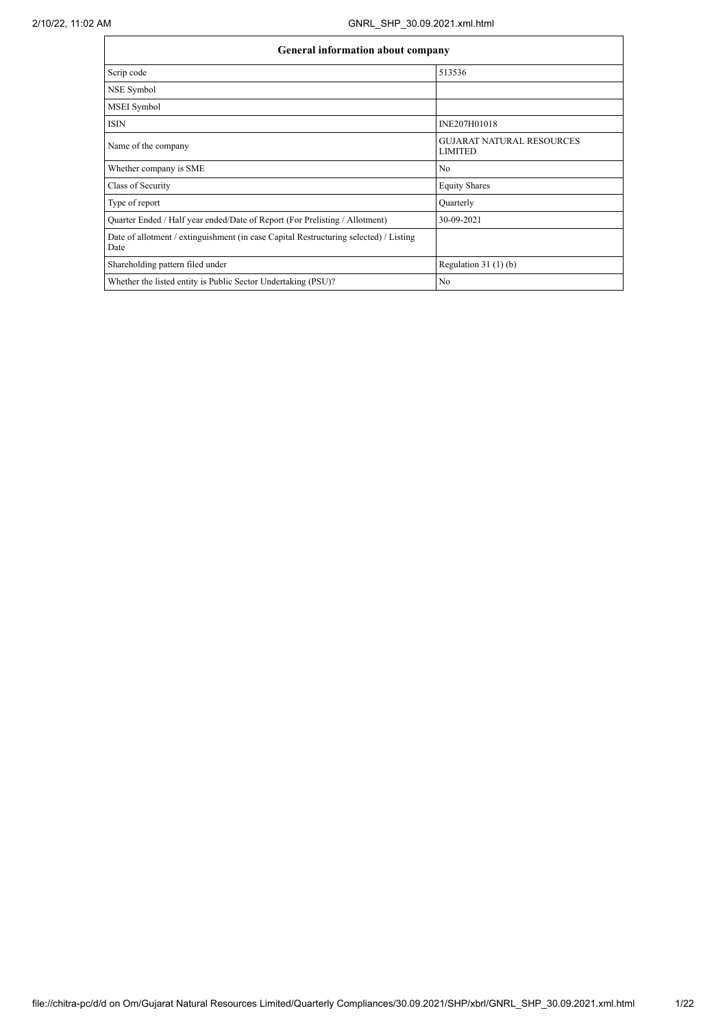| General information about company | |
|---|---|
| Scrip code | 513536 |
| NSE Symbol | |
| MSEI Symbol | |
| ISIN | INE207H01018 |
| Name of the company | GUJARAT NATURAL RESOURCES LIMITED |
| Whether company is SME | No |
| Class of Security | Equity Shares |
| Type of report | Quarterly |
| Quarter Ended / Half year ended/Date of Report (For Prelisting / Allotment) | 30-09-2021 |
| Date of allotment / extinguishment (in case Capital Restructuring selected) / Listing Date | |
| Shareholding pattern filed under | Regulation 31 (1) (b) |
| Whether the listed entity is Public Sector Undertaking (PSU)? | No |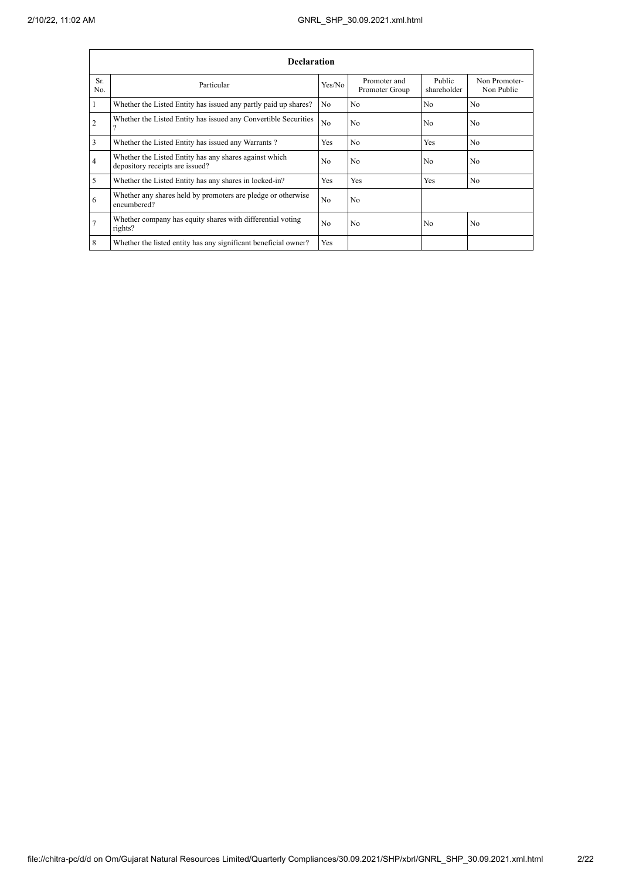| Declaration | | | | | |
|---|---|---|---|---|---|
| Sr. No. | Particular | Yes/No | Promoter and Promoter Group | Public shareholder | Non Promoter- Non Public |
| 1 | Whether the Listed Entity has issued any partly paid up shares? | No | No | No | No |
| 2 | Whether the Listed Entity has issued any Convertible Securities ? | No | No | No | No |
| 3 | Whether the Listed Entity has issued any Warrants ? | Yes | No | Yes | No |
| 4 | Whether the Listed Entity has any shares against which depository receipts are issued? | No | No | No | No |
| 5 | Whether the Listed Entity has any shares in locked-in? | Yes | Yes | Yes | No |
| 6 | Whether any shares held by promoters are pledge or otherwise encumbered? | No | No | | |
| 7 | Whether company has equity shares with differential voting rights? | No | No | No | No |
| 8 | Whether the listed entity has any significant beneficial owner? | Yes | | | |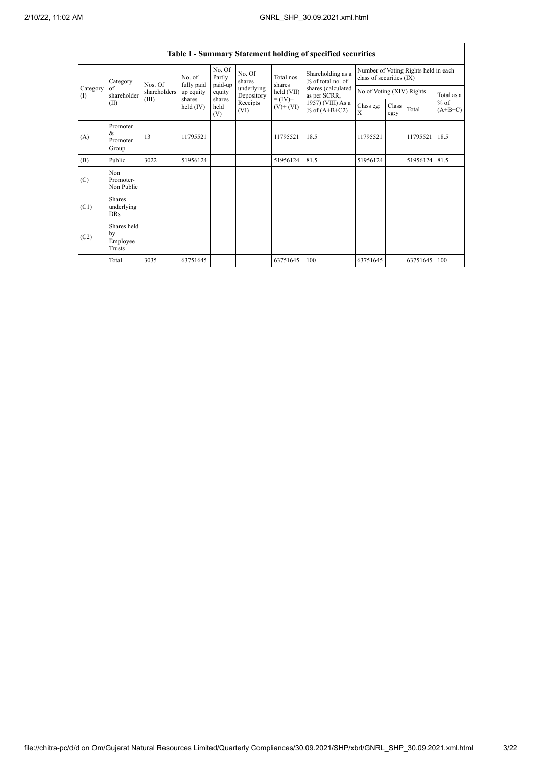| Table I - Summary Statement holding of specified securities | | | | | | | | | | | | |
|---|---|---|---|---|---|---|---|---|---|---|---|---|
| Category (I) | Category of shareholder (II) | Nos. Of shareholders (III) | No. of fully paid up equity shares held (IV) | No. Of Partly paid-up equity shares held (V) | No. Of shares underlying Depository Receipts (VI) | Total nos. shares held (VII) = (IV)+ (V)+ (VI) | Shareholding as a % of total no. of shares (calculated as per SCRR, 1957) (VIII) As a % of (A+B+C2) | Number of Voting Rights held in each class of securities (IX) | | | |
| | | | | | | | | No of Voting (XIV) Rights | | | Total as a % of (A+B+C) |
| | | | | | | | | Class eg: X | Class eg:y | Total | |
| (A) | Promoter & Promoter Group | 13 | 11795521 | | | 11795521 | 18.5 | 11795521 | | 11795521 | 18.5 |
| (B) | Public | 3022 | 51956124 | | | 51956124 | 81.5 | 51956124 | | 51956124 | 81.5 |
| (C) | Non Promoter- Non Public | | | | | | | | | | |
| (C1) | Shares underlying DRs | | | | | | | | | | |
| (C2) | Shares held by Employee Trusts | | | | | | | | | | |
| | Total | 3035 | 63751645 | | | 63751645 | 100 | 63751645 | | 63751645 | 100 |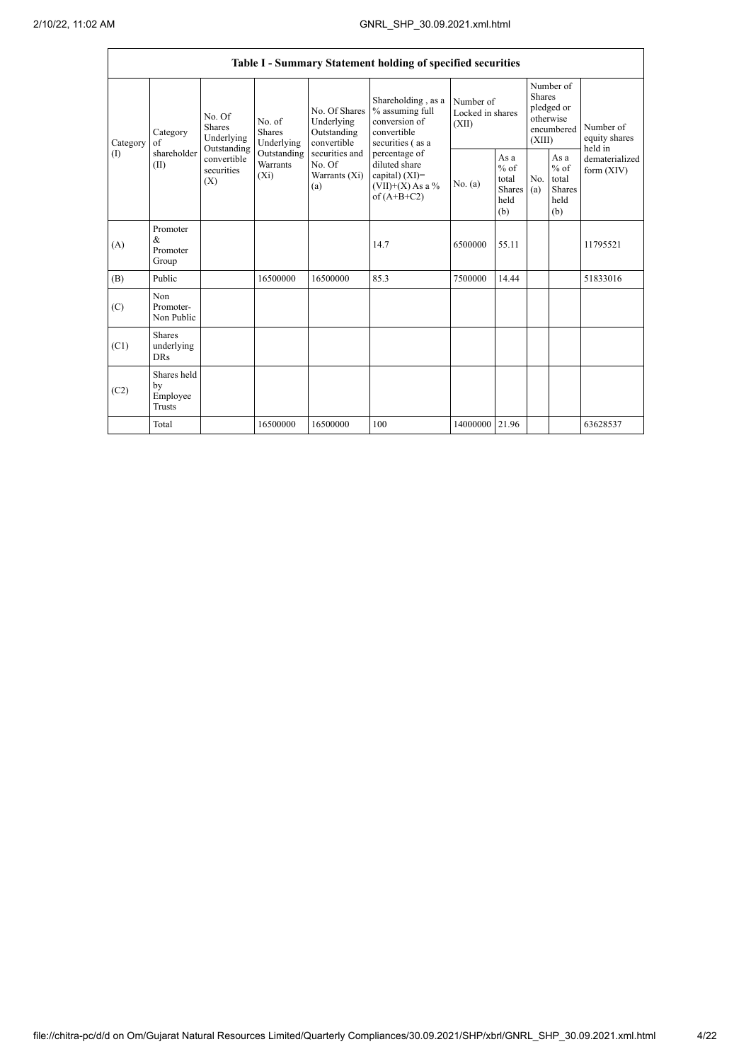| Table I - Summary Statement holding of specified securities | | | | | | | | | | | |
|---|---|---|---|---|---|---|---|---|---|---|---|
| Category (I) | Category of shareholder (II) | No. Of Shares Underlying Outstanding convertible securities (X) | No. of Shares Underlying Outstanding Warrants (Xi) | No. Of Shares Underlying Outstanding convertible securities and No. Of Warrants (Xi) (a) | Shareholding , as a % assuming full conversion of convertible securities ( as a percentage of diluted share capital) (XI)= (VII)+(X) As a % of (A+B+C2) | Number of Locked in shares (XII) | | Number of Shares pledged or otherwise encumbered (XIII) | | Number of equity shares held in dematerialized form (XIV) |
| | | | | | | No. (a) | As a % of total Shares held (b) | No. (a) | As a % of total Shares held (b) | |
| (A) | Promoter & Promoter Group | | | | 14.7 | 6500000 | 55.11 | | | 11795521 |
| (B) | Public | | 16500000 | 16500000 | 85.3 | 7500000 | 14.44 | | | 51833016 |
| (C) | Non Promoter- Non Public | | | | | | | | | |
| (C1) | Shares underlying DRs | | | | | | | | | |
| (C2) | Shares held by Employee Trusts | | | | | | | | | |
| | Total | | 16500000 | 16500000 | 100 | 14000000 | 21.96 | | | 63628537 |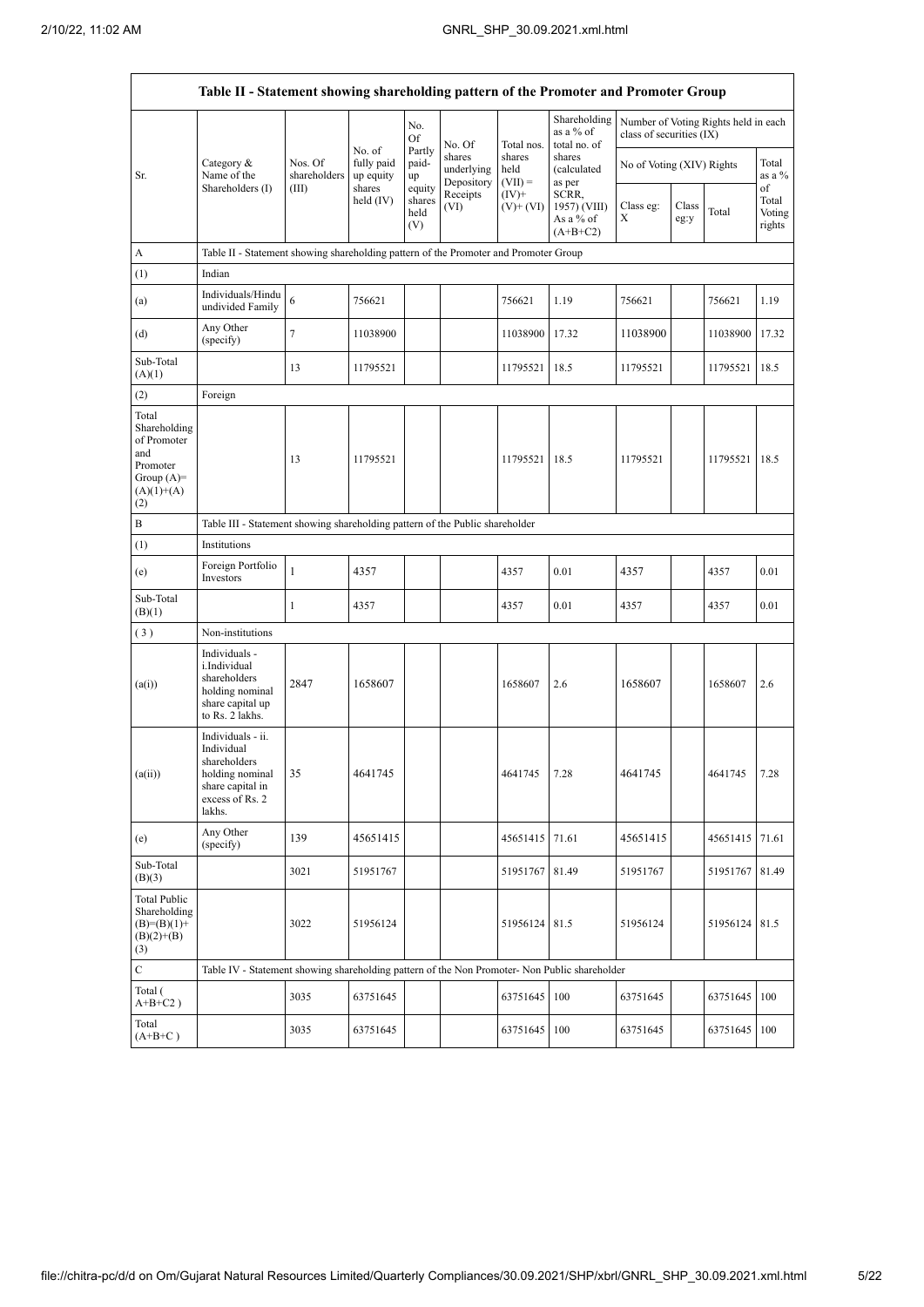| Table II - Statement showing shareholding pattern of the Promoter and Promoter Group | | | | | | | | | | | |
|---|---|---|---|---|---|---|---|---|---|---|---|
| Sr. | Category & Name of the Shareholders (I) | Nos. Of shareholders (III) | No. of fully paid up equity shares held (IV) | No. Of Partly paid-up equity shares held (V) | No. Of shares underlying Depository Receipts (VI) | Total nos. shares held (VII) = (IV)+ (V)+ (VI) | Shareholding as a % of total no. of shares (calculated as per SCRR, 1957) (VIII) As a % of (A+B+C2) | Number of Voting Rights held in each class of securities (IX) | | | |
| | | | | | | | | No of Voting (XIV) Rights | | | Total as a % of Total Voting rights |
| | | | | | | | | Class eg: X | Class eg:y | Total | |
| A | Table II - Statement showing shareholding pattern of the Promoter and Promoter Group | | | | | | | | | | |
| (1) | Indian | | | | | | | | | | |
| (a) | Individuals/Hindu undivided Family | 6 | 756621 | | | 756621 | 1.19 | 756621 | | 756621 | 1.19 |
| (d) | Any Other (specify) | 7 | 11038900 | | | 11038900 | 17.32 | 11038900 | | 11038900 | 17.32 |
| Sub-Total (A)(1) | | 13 | 11795521 | | | 11795521 | 18.5 | 11795521 | | 11795521 | 18.5 |
| (2) | Foreign | | | | | | | | | | |
| Total Shareholding of Promoter and Promoter Group (A)=(A)(1)+(A)(2) | | 13 | 11795521 | | | 11795521 | 18.5 | 11795521 | | 11795521 | 18.5 |
| B | Table III - Statement showing shareholding pattern of the Public shareholder | | | | | | | | | | |
| (1) | Institutions | | | | | | | | | | |
| (e) | Foreign Portfolio Investors | 1 | 4357 | | | 4357 | 0.01 | 4357 | | 4357 | 0.01 |
| Sub-Total (B)(1) | | 1 | 4357 | | | 4357 | 0.01 | 4357 | | 4357 | 0.01 |
| (3) | Non-institutions | | | | | | | | | | |
| (a(i)) | Individuals - i.Individual shareholders holding nominal share capital up to Rs. 2 lakhs. | 2847 | 1658607 | | | 1658607 | 2.6 | 1658607 | | 1658607 | 2.6 |
| (a(ii)) | Individuals - ii. Individual shareholders holding nominal share capital in excess of Rs. 2 lakhs. | 35 | 4641745 | | | 4641745 | 7.28 | 4641745 | | 4641745 | 7.28 |
| (e) | Any Other (specify) | 139 | 45651415 | | | 45651415 | 71.61 | 45651415 | | 45651415 | 71.61 |
| Sub-Total (B)(3) | | 3021 | 51951767 | | | 51951767 | 81.49 | 51951767 | | 51951767 | 81.49 |
| Total Public Shareholding (B)=(B)(1)+(B)(2)+(B)(3) | | 3022 | 51956124 | | | 51956124 | 81.5 | 51956124 | | 51956124 | 81.5 |
| C | Table IV - Statement showing shareholding pattern of the Non Promoter- Non Public shareholder | | | | | | | | | | |
| Total ( A+B+C2 ) | | 3035 | 63751645 | | | 63751645 | 100 | 63751645 | | 63751645 | 100 |
| Total (A+B+C ) | | 3035 | 63751645 | | | 63751645 | 100 | 63751645 | | 63751645 | 100 |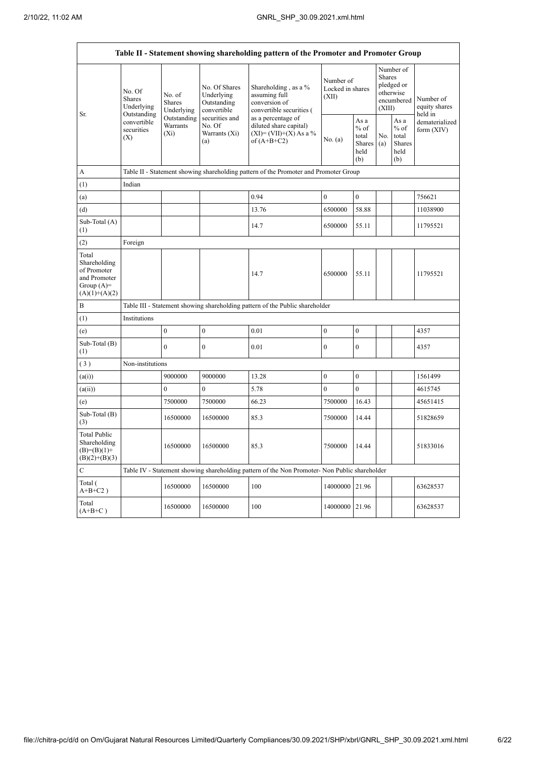| Table II - Statement showing shareholding pattern of the Promoter and Promoter Group | | | | | | | | | |
|---|---|---|---|---|---|---|---|---|---|
| Sr. | No. Of Shares Underlying Outstanding convertible securities (X) | No. of Shares Underlying Outstanding Warrants (Xi) | No. Of Shares Underlying Outstanding convertible securities and No. Of Warrants (Xi) (a) | Shareholding , as a % assuming full conversion of convertible securities ( as a percentage of diluted share capital) (XI)= (VII)+(X) As a % of (A+B+C2) | Number of Locked in shares (XII) | | Number of Shares pledged or otherwise encumbered (XIII) | | Number of equity shares held in dematerialized form (XIV) |
| | | | | | No. (a) | As a % of total Shares held (b) | No. (a) | As a % of total Shares held (b) | |
| A | Table II - Statement showing shareholding pattern of the Promoter and Promoter Group | | | | | | | | |
| (1) | Indian | | | | | | | | |
| (a) | | | | 0.94 | 0 | 0 | | | 756621 |
| (d) | | | | 13.76 | 6500000 | 58.88 | | | 11038900 |
| Sub-Total (A) (1) | | | | 14.7 | 6500000 | 55.11 | | | 11795521 |
| (2) | Foreign | | | | | | | | |
| Total Shareholding of Promoter and Promoter Group (A)= (A)(1)+(A)(2) | | | | 14.7 | 6500000 | 55.11 | | | 11795521 |
| B | Table III - Statement showing shareholding pattern of the Public shareholder | | | | | | | | |
| (1) | Institutions | | | | | | | | |
| (e) | | 0 | 0 | 0.01 | 0 | 0 | | | 4357 |
| Sub-Total (B) (1) | | 0 | 0 | 0.01 | 0 | 0 | | | 4357 |
| (3) | Non-institutions | | | | | | | | |
| (a(i)) | | 9000000 | 9000000 | 13.28 | 0 | 0 | | | 1561499 |
| (a(ii)) | | 0 | 0 | 5.78 | 0 | 0 | | | 4615745 |
| (e) | | 7500000 | 7500000 | 66.23 | 7500000 | 16.43 | | | 45651415 |
| Sub-Total (B) (3) | | 16500000 | 16500000 | 85.3 | 7500000 | 14.44 | | | 51828659 |
| Total Public Shareholding (B)=(B)(1)+(B)(2)+(B)(3) | | 16500000 | 16500000 | 85.3 | 7500000 | 14.44 | | | 51833016 |
| C | Table IV - Statement showing shareholding pattern of the Non Promoter- Non Public shareholder | | | | | | | | |
| Total ( A+B+C2 ) | | 16500000 | 16500000 | 100 | 14000000 | 21.96 | | | 63628537 |
| Total (A+B+C ) | | 16500000 | 16500000 | 100 | 14000000 | 21.96 | | | 63628537 |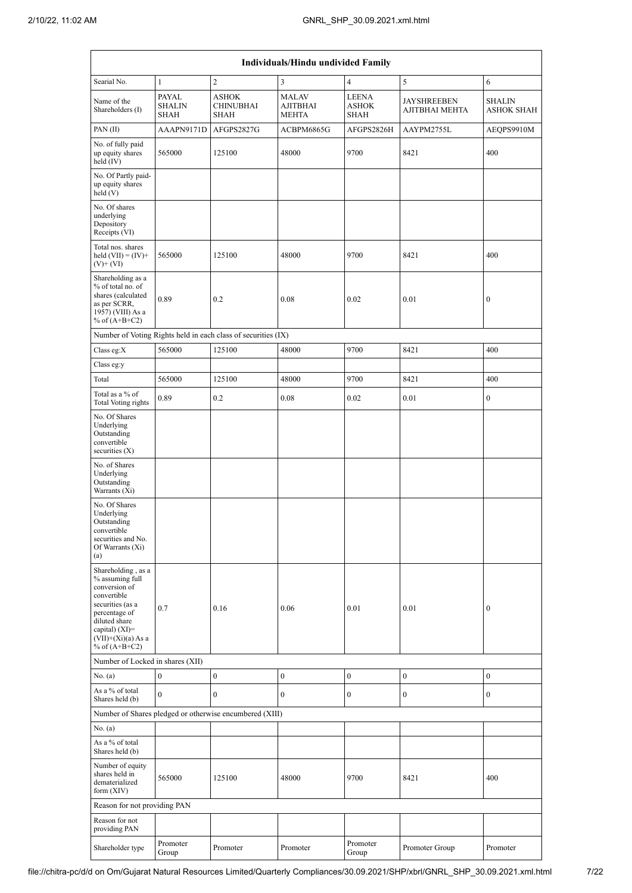| Individuals/Hindu undivided Family | | | | | | |
|---|---|---|---|---|---|---|
| Searial No. | 1 | 2 | 3 | 4 | 5 | 6 |
| Name of the Shareholders (I) | PAYAL SHALIN SHAH | ASHOK CHINUBHAI SHAH | MALAV AJITBHAI MEHTA | LEENA ASHOK SHAH | JAYSHREEBEN AJITBHAI MEHTA | SHALIN ASHOK SHAH |
| PAN (II) | AAAPN9171D | AFGPS2827G | ACBPM6865G | AFGPS2826H | AAYPM2755L | AEQPS9910M |
| No. of fully paid up equity shares held (IV) | 565000 | 125100 | 48000 | 9700 | 8421 | 400 |
| No. Of Partly paid-up equity shares held (V) | | | | | | |
| No. Of shares underlying Depository Receipts (VI) | | | | | | |
| Total nos. shares held (VII) = (IV)+(V)+ (VI) | 565000 | 125100 | 48000 | 9700 | 8421 | 400 |
| Shareholding as a % of total no. of shares (calculated as per SCRR, 1957) (VIII) As a % of (A+B+C2) | 0.89 | 0.2 | 0.08 | 0.02 | 0.01 | 0 |
| Number of Voting Rights held in each class of securities (IX) | | | | | | |
| Class eg:X | 565000 | 125100 | 48000 | 9700 | 8421 | 400 |
| Class eg:y | | | | | | |
| Total | 565000 | 125100 | 48000 | 9700 | 8421 | 400 |
| Total as a % of Total Voting rights | 0.89 | 0.2 | 0.08 | 0.02 | 0.01 | 0 |
| No. Of Shares Underlying Outstanding convertible securities (X) | | | | | | |
| No. of Shares Underlying Outstanding Warrants (Xi) | | | | | | |
| No. Of Shares Underlying Outstanding convertible securities and No. Of Warrants (Xi) (a) | | | | | | |
| Shareholding , as a % assuming full conversion of convertible securities (as a percentage of diluted share capital) (XI)= (VII)+(Xi)(a) As a % of (A+B+C2) | 0.7 | 0.16 | 0.06 | 0.01 | 0.01 | 0 |
| Number of Locked in shares (XII) | | | | | | |
| No. (a) | 0 | 0 | 0 | 0 | 0 | 0 |
| As a % of total Shares held (b) | 0 | 0 | 0 | 0 | 0 | 0 |
| Number of Shares pledged or otherwise encumbered (XIII) | | | | | | |
| No. (a) | | | | | | |
| As a % of total Shares held (b) | | | | | | |
| Number of equity shares held in dematerialized form (XIV) | 565000 | 125100 | 48000 | 9700 | 8421 | 400 |
| Reason for not providing PAN | | | | | | |
| Reason for not providing PAN | | | | | | |
| Shareholder type | Promoter Group | Promoter | Promoter | Promoter Group | Promoter Group | Promoter |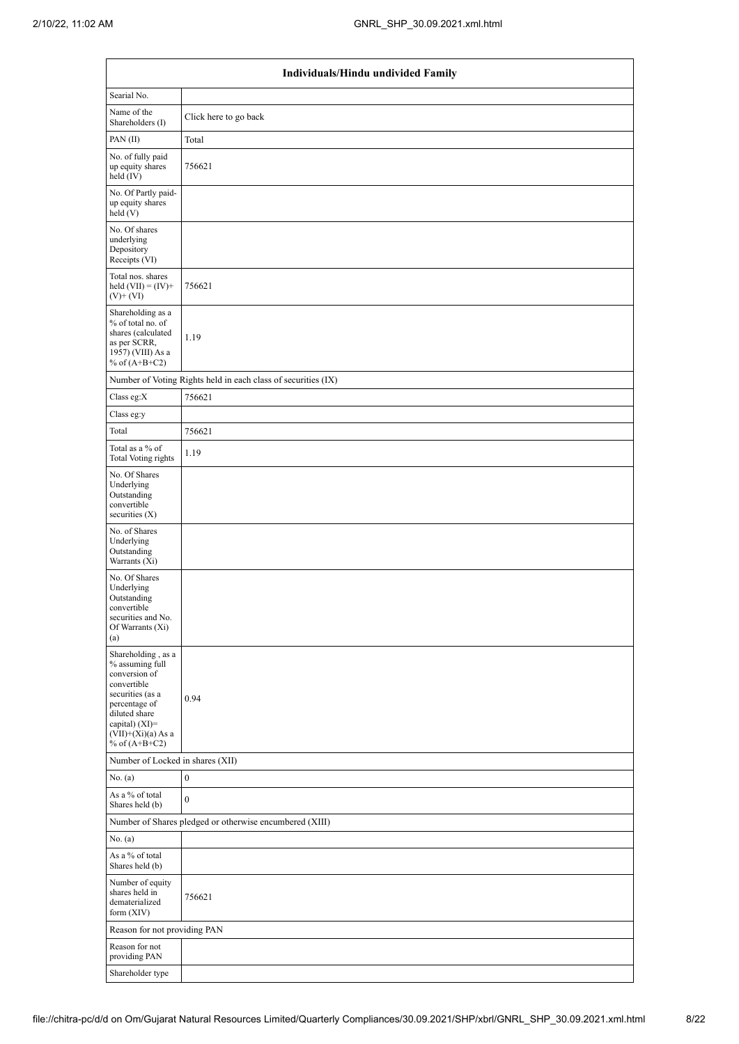| Individuals/Hindu undivided Family | |
|---|---|
| Searial No. | |
| Name of the Shareholders (I) | Click here to go back |
| PAN (II) | Total |
| No. of fully paid up equity shares held (IV) | 756621 |
| No. Of Partly paid-up equity shares held (V) | |
| No. Of shares underlying Depository Receipts (VI) | |
| Total nos. shares held (VII) = (IV)+ (V)+ (VI) | 756621 |
| Shareholding as a % of total no. of shares (calculated as per SCRR, 1957) (VIII) As a % of (A+B+C2) | 1.19 |
| Number of Voting Rights held in each class of securities (IX) | |
| Class eg:X | 756621 |
| Class eg:y | |
| Total | 756621 |
| Total as a % of Total Voting rights | 1.19 |
| No. Of Shares Underlying Outstanding convertible securities (X) | |
| No. of Shares Underlying Outstanding Warrants (Xi) | |
| No. Of Shares Underlying Outstanding convertible securities and No. Of Warrants (Xi) (a) | |
| Shareholding , as a % assuming full conversion of convertible securities (as a percentage of diluted share capital) (XI)= (VII)+(Xi)(a) As a % of (A+B+C2) | 0.94 |
| Number of Locked in shares (XII) | |
| No. (a) | 0 |
| As a % of total Shares held (b) | 0 |
| Number of Shares pledged or otherwise encumbered (XIII) | |
| No. (a) | |
| As a % of total Shares held (b) | |
| Number of equity shares held in dematerialized form (XIV) | 756621 |
| Reason for not providing PAN | |
| Reason for not providing PAN | |
| Shareholder type | |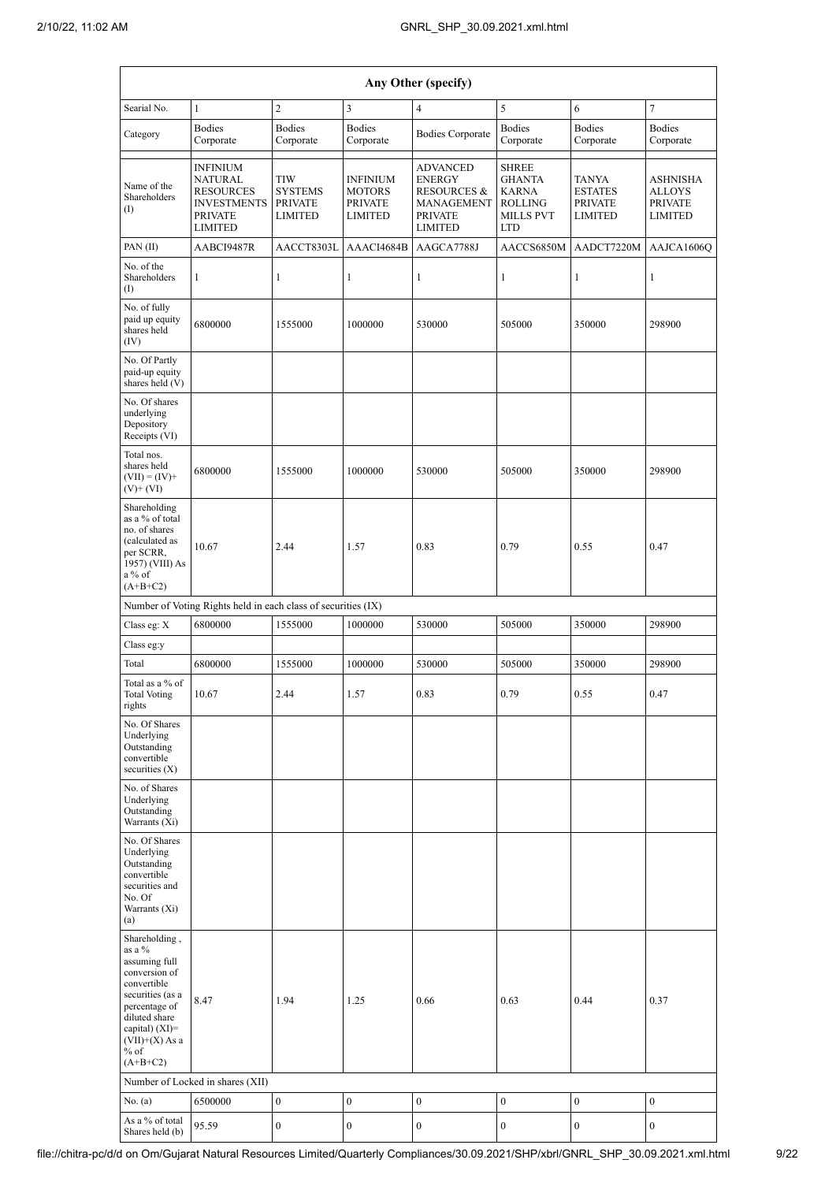| Any Other (specify) | | | | | | | |
|---|---|---|---|---|---|---|---|
| Searial No. | 1 | 2 | 3 | 4 | 5 | 6 | 7 |
| Category | Bodies Corporate | Bodies Corporate | Bodies Corporate | Bodies Corporate | Bodies Corporate | Bodies Corporate | Bodies Corporate |
| Name of the Shareholders (I) | INFINIUM NATURAL RESOURCES INVESTMENTS PRIVATE LIMITED | TIW SYSTEMS PRIVATE LIMITED | INFINIUM MOTORS PRIVATE LIMITED | ADVANCED ENERGY RESOURCES & MANAGEMENT PRIVATE LIMITED | SHREE GHANTA KARNA ROLLING MILLS PVT LTD | TANYA ESTATES PRIVATE LIMITED | ASHNISHA ALLOYS PRIVATE LIMITED |
| PAN (II) | AABCI9487R | AACCT8303L | AAACI4684B | AAGCA7788J | AACCS6850M | AADCT7220M | AAJCA1606Q |
| No. of the Shareholders (I) | 1 | 1 | 1 | 1 | 1 | 1 | 1 |
| No. of fully paid up equity shares held (IV) | 6800000 | 1555000 | 1000000 | 530000 | 505000 | 350000 | 298900 |
| No. Of Partly paid-up equity shares held (V) | | | | | | | |
| No. Of shares underlying Depository Receipts (VI) | | | | | | | |
| Total nos. shares held (VII) = (IV)+ (V)+ (VI) | 6800000 | 1555000 | 1000000 | 530000 | 505000 | 350000 | 298900 |
| Shareholding as a % of total no. of shares (calculated as per SCRR, 1957) (VIII) As a % of (A+B+C2) | 10.67 | 2.44 | 1.57 | 0.83 | 0.79 | 0.55 | 0.47 |
| Number of Voting Rights held in each class of securities (IX) | | | | | | | |
| Class eg: X | 6800000 | 1555000 | 1000000 | 530000 | 505000 | 350000 | 298900 |
| Class eg:y | | | | | | | |
| Total | 6800000 | 1555000 | 1000000 | 530000 | 505000 | 350000 | 298900 |
| Total as a % of Total Voting rights | 10.67 | 2.44 | 1.57 | 0.83 | 0.79 | 0.55 | 0.47 |
| No. Of Shares Underlying Outstanding convertible securities (X) | | | | | | | |
| No. of Shares Underlying Outstanding Warrants (Xi) | | | | | | | |
| No. Of Shares Underlying Outstanding convertible securities and No. Of Warrants (Xi) (a) | | | | | | | |
| Shareholding , as a % assuming full conversion of convertible securities (as a percentage of diluted share capital) (XI)= (VII)+(X) As a % of (A+B+C2) | 8.47 | 1.94 | 1.25 | 0.66 | 0.63 | 0.44 | 0.37 |
| Number of Locked in shares (XII) | | | | | | | |
| No. (a) | 6500000 | 0 | 0 | 0 | 0 | 0 | 0 |
| As a % of total Shares held (b) | 95.59 | 0 | 0 | 0 | 0 | 0 | 0 |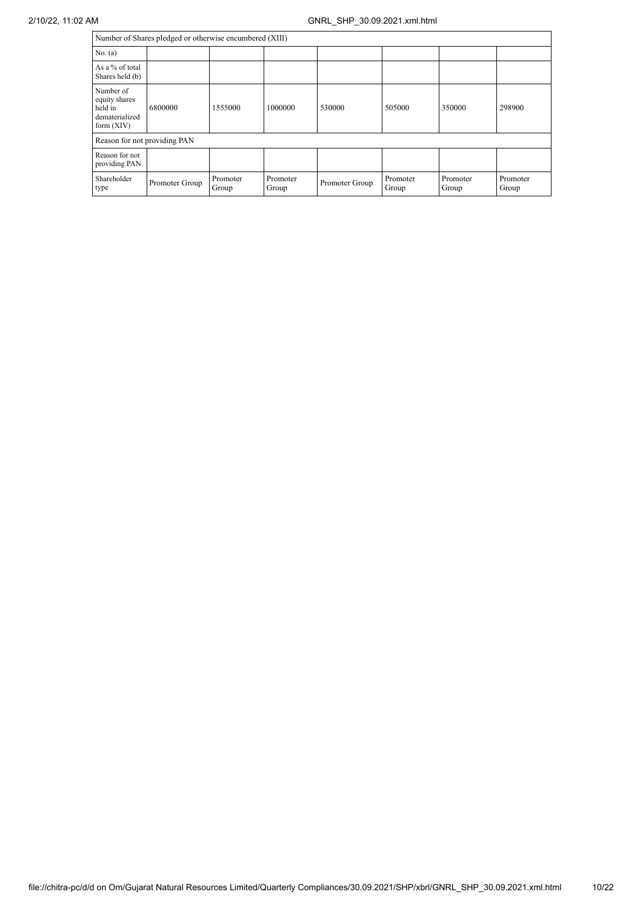| Number of Shares pledged or otherwise encumbered (XIII) | | | | | | | |
|---|---|---|---|---|---|---|---|
| No. (a) | | | | | | | |
| As a % of total Shares held (b) | | | | | | | |
| Number of equity shares held in dematerialized form (XIV) | 6800000 | 1555000 | 1000000 | 530000 | 505000 | 350000 | 298900 |
| Reason for not providing PAN | | | | | | | |
| Reason for not providing PAN | | | | | | | |
| Shareholder type | Promoter Group | Promoter Group | Promoter Group | Promoter Group | Promoter Group | Promoter Group | Promoter Group |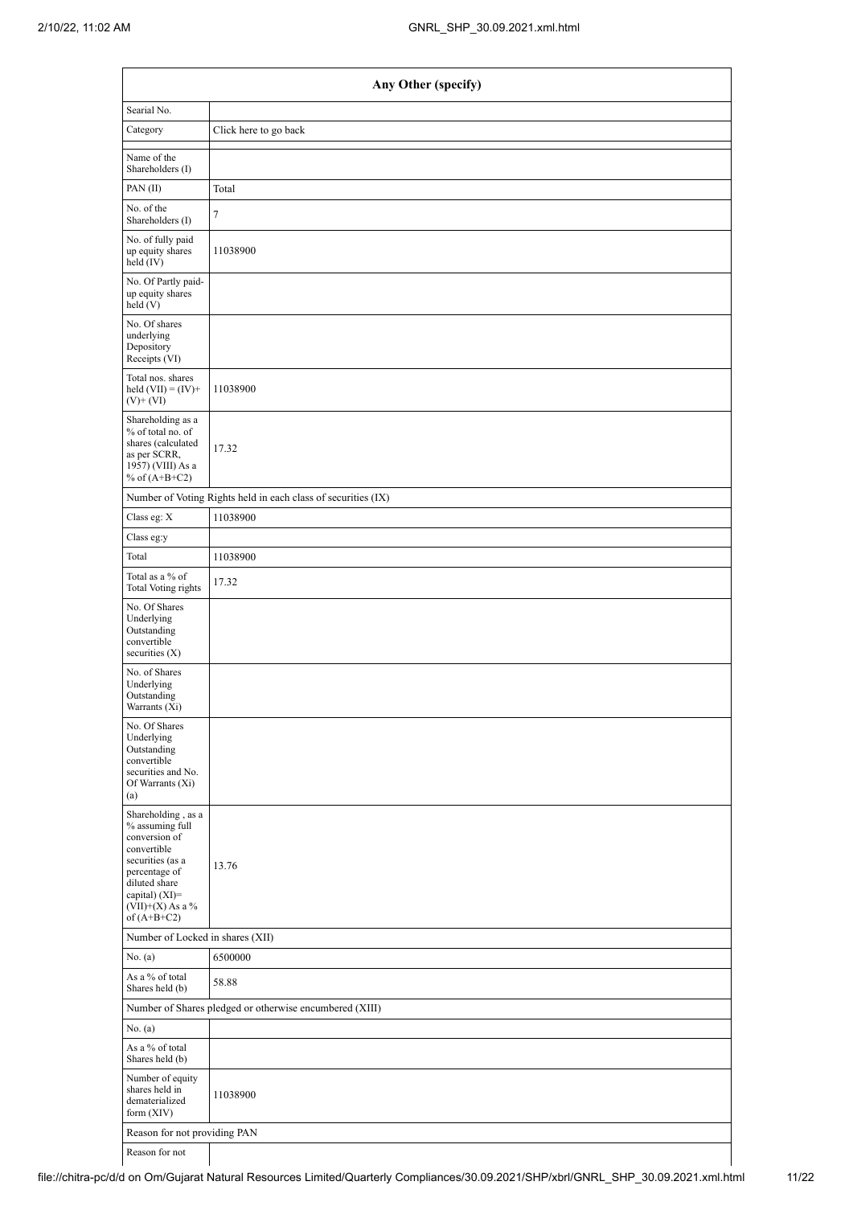| Any Other (specify) | |
|---|---|
| Searial No. | |
| Category | Click here to go back |
| Name of the Shareholders (I) | |
| PAN (II) | Total |
| No. of the Shareholders (I) | 7 |
| No. of fully paid up equity shares held (IV) | 11038900 |
| No. Of Partly paid-up equity shares held (V) | |
| No. Of shares underlying Depository Receipts (VI) | |
| Total nos. shares held (VII) = (IV)+ (V)+ (VI) | 11038900 |
| Shareholding as a % of total no. of shares (calculated as per SCRR, 1957) (VIII) As a % of (A+B+C2) | 17.32 |
| Number of Voting Rights held in each class of securities (IX) | |
| Class eg: X | 11038900 |
| Class eg:y | |
| Total | 11038900 |
| Total as a % of Total Voting rights | 17.32 |
| No. Of Shares Underlying Outstanding convertible securities (X) | |
| No. of Shares Underlying Outstanding Warrants (Xi) | |
| No. Of Shares Underlying Outstanding convertible securities and No. Of Warrants (Xi) (a) | |
| Shareholding , as a % assuming full conversion of convertible securities (as a percentage of diluted share capital) (XI)= (VII)+(X) As a % of (A+B+C2) | 13.76 |
| Number of Locked in shares (XII) | |
| No. (a) | 6500000 |
| As a % of total Shares held (b) | 58.88 |
| Number of Shares pledged or otherwise encumbered (XIII) | |
| No. (a) | |
| As a % of total Shares held (b) | |
| Number of equity shares held in dematerialized form (XIV) | 11038900 |
| Reason for not providing PAN | |
| Reason for not | |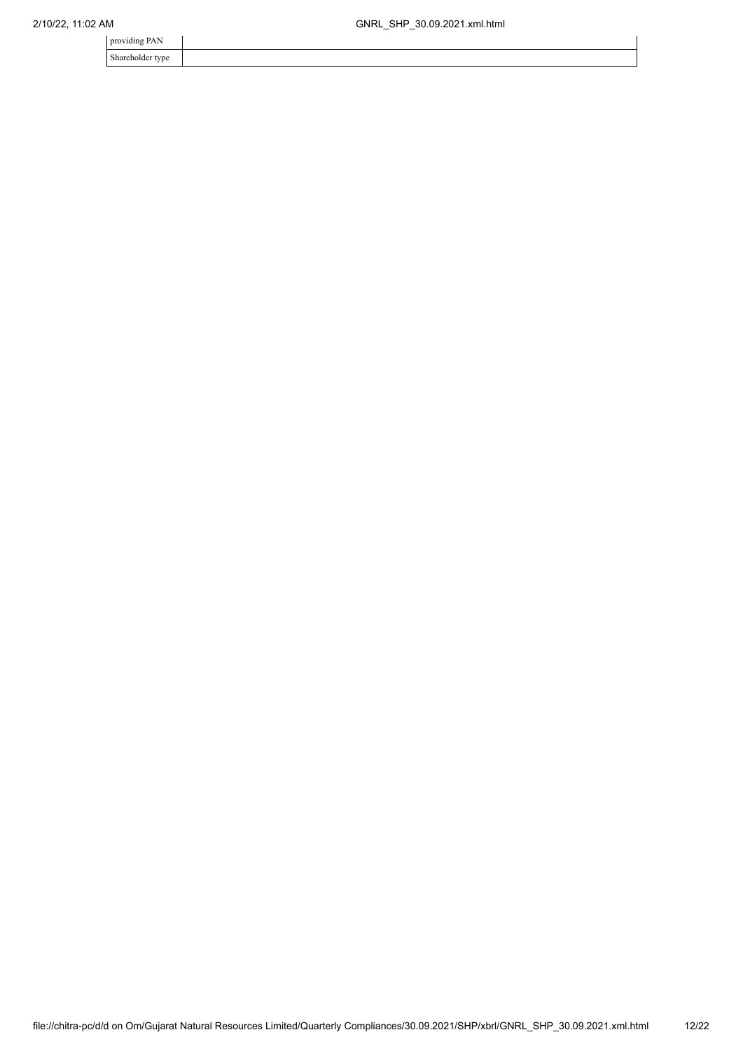| providing PAN | |
|---|---|
| Shareholder type | |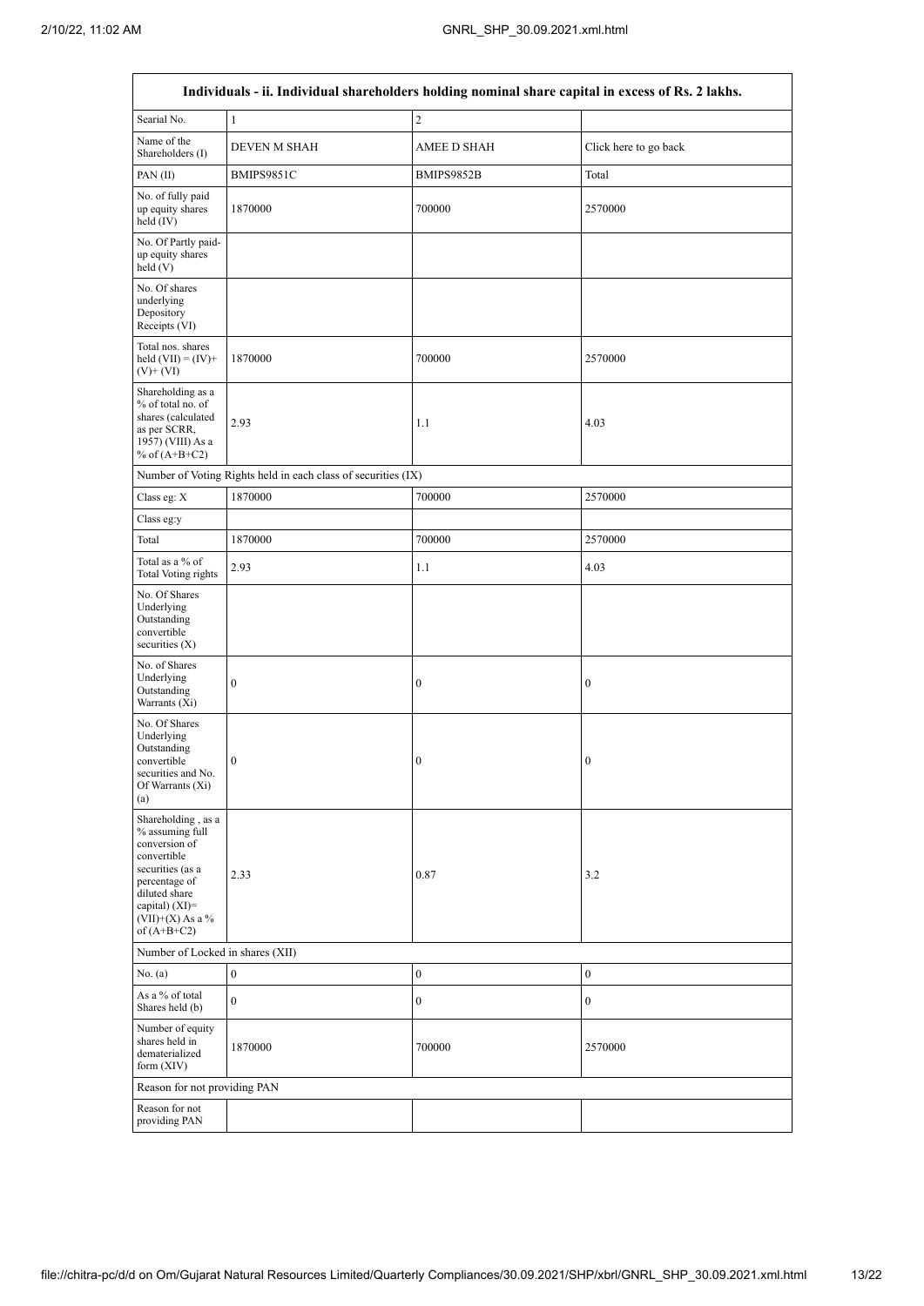| Individuals - ii. Individual shareholders holding nominal share capital in excess of Rs. 2 lakhs. | | | |
|---|---|---|---|
| Searial No. | 1 | 2 | |
| Name of the Shareholders (I) | DEVEN M SHAH | AMEE D SHAH | Click here to go back |
| PAN (II) | BMIPS9851C | BMIPS9852B | Total |
| No. of fully paid up equity shares held (IV) | 1870000 | 700000 | 2570000 |
| No. Of Partly paid-up equity shares held (V) | | | |
| No. Of shares underlying Depository Receipts (VI) | | | |
| Total nos. shares held (VII) = (IV)+ (V)+ (VI) | 1870000 | 700000 | 2570000 |
| Shareholding as a % of total no. of shares (calculated as per SCRR, 1957) (VIII) As a % of (A+B+C2) | 2.93 | 1.1 | 4.03 |
| Number of Voting Rights held in each class of securities (IX) | | | |
| Class eg: X | 1870000 | 700000 | 2570000 |
| Class eg:y | | | |
| Total | 1870000 | 700000 | 2570000 |
| Total as a % of Total Voting rights | 2.93 | 1.1 | 4.03 |
| No. Of Shares Underlying Outstanding convertible securities (X) | | | |
| No. of Shares Underlying Outstanding Warrants (Xi) | 0 | 0 | 0 |
| No. Of Shares Underlying Outstanding convertible securities and No. Of Warrants (Xi) (a) | 0 | 0 | 0 |
| Shareholding , as a % assuming full conversion of convertible securities (as a percentage of diluted share capital) (XI)= (VII)+(X) As a % of (A+B+C2) | 2.33 | 0.87 | 3.2 |
| Number of Locked in shares (XII) | | | |
| No. (a) | 0 | 0 | 0 |
| As a % of total Shares held (b) | 0 | 0 | 0 |
| Number of equity shares held in dematerialized form (XIV) | 1870000 | 700000 | 2570000 |
| Reason for not providing PAN | | | |
| Reason for not providing PAN | | | |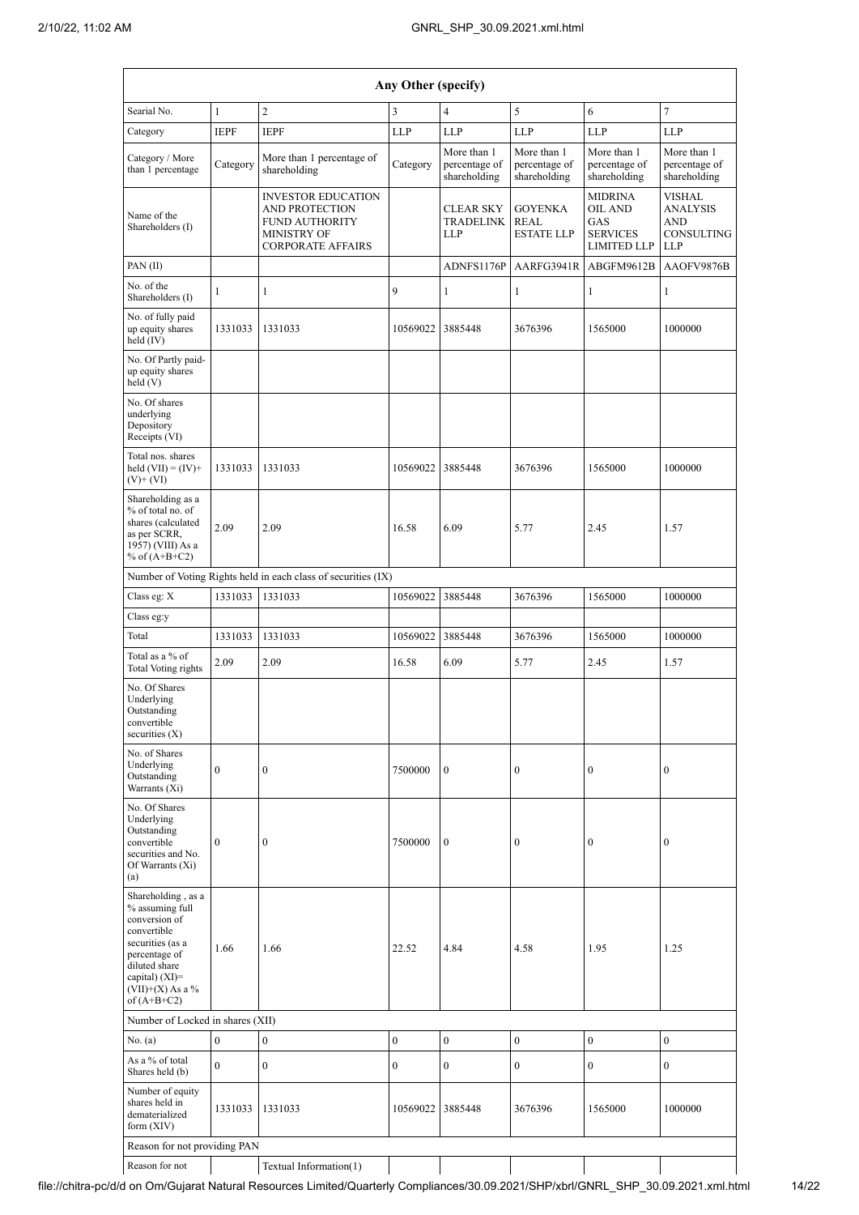| Any Other (specify) | | | | | | | |
|---|---|---|---|---|---|---|---|
| Searial No. | 1 | 2 | 3 | 4 | 5 | 6 | 7 |
| Category | IEPF | IEPF | LLP | LLP | LLP | LLP | LLP |
| Category / More than 1 percentage | Category | More than 1 percentage of shareholding | Category | More than 1 percentage of shareholding | More than 1 percentage of shareholding | More than 1 percentage of shareholding | More than 1 percentage of shareholding |
| Name of the Shareholders (I) | | INVESTOR EDUCATION AND PROTECTION FUND AUTHORITY MINISTRY OF CORPORATE AFFAIRS | | CLEAR SKY TRADELINK LLP | GOYENKA REAL ESTATE LLP | MIDRINA OIL AND GAS SERVICES LIMITED LLP | VISHAL ANALYSIS AND CONSULTING LLP |
| PAN (II) | | | | ADNFS1176P | AARFG3941R | ABGFM9612B | AAOFV9876B |
| No. of the Shareholders (I) | 1 | 1 | 9 | 1 | 1 | 1 | 1 |
| No. of fully paid up equity shares held (IV) | 1331033 | 1331033 | 10569022 | 3885448 | 3676396 | 1565000 | 1000000 |
| No. Of Partly paid-up equity shares held (V) | | | | | | | |
| No. Of shares underlying Depository Receipts (VI) | | | | | | | |
| Total nos. shares held (VII) = (IV)+ (V)+ (VI) | 1331033 | 1331033 | 10569022 | 3885448 | 3676396 | 1565000 | 1000000 |
| Shareholding as a % of total no. of shares (calculated as per SCRR, 1957) (VIII) As a % of (A+B+C2) | 2.09 | 2.09 | 16.58 | 6.09 | 5.77 | 2.45 | 1.57 |
| Number of Voting Rights held in each class of securities (IX) | | | | | | | |
| Class eg: X | 1331033 | 1331033 | 10569022 | 3885448 | 3676396 | 1565000 | 1000000 |
| Class eg:y | | | | | | | |
| Total | 1331033 | 1331033 | 10569022 | 3885448 | 3676396 | 1565000 | 1000000 |
| Total as a % of Total Voting rights | 2.09 | 2.09 | 16.58 | 6.09 | 5.77 | 2.45 | 1.57 |
| No. Of Shares Underlying Outstanding convertible securities (X) | | | | | | | |
| No. of Shares Underlying Outstanding Warrants (Xi) | 0 | 0 | 7500000 | 0 | 0 | 0 | 0 |
| No. Of Shares Underlying Outstanding convertible securities and No. Of Warrants (Xi) (a) | 0 | 0 | 7500000 | 0 | 0 | 0 | 0 |
| Shareholding , as a % assuming full conversion of convertible securities (as a percentage of diluted share capital) (XI)= (VII)+(X) As a % of (A+B+C2) | 1.66 | 1.66 | 22.52 | 4.84 | 4.58 | 1.95 | 1.25 |
| Number of Locked in shares (XII) | | | | | | | |
| No. (a) | 0 | 0 | 0 | 0 | 0 | 0 | 0 |
| As a % of total Shares held (b) | 0 | 0 | 0 | 0 | 0 | 0 | 0 |
| Number of equity shares held in dematerialized form (XIV) | 1331033 | 1331033 | 10569022 | 3885448 | 3676396 | 1565000 | 1000000 |
| Reason for not providing PAN | | | | | | | |
| Reason for not | | Textual Information(1) | | | | | |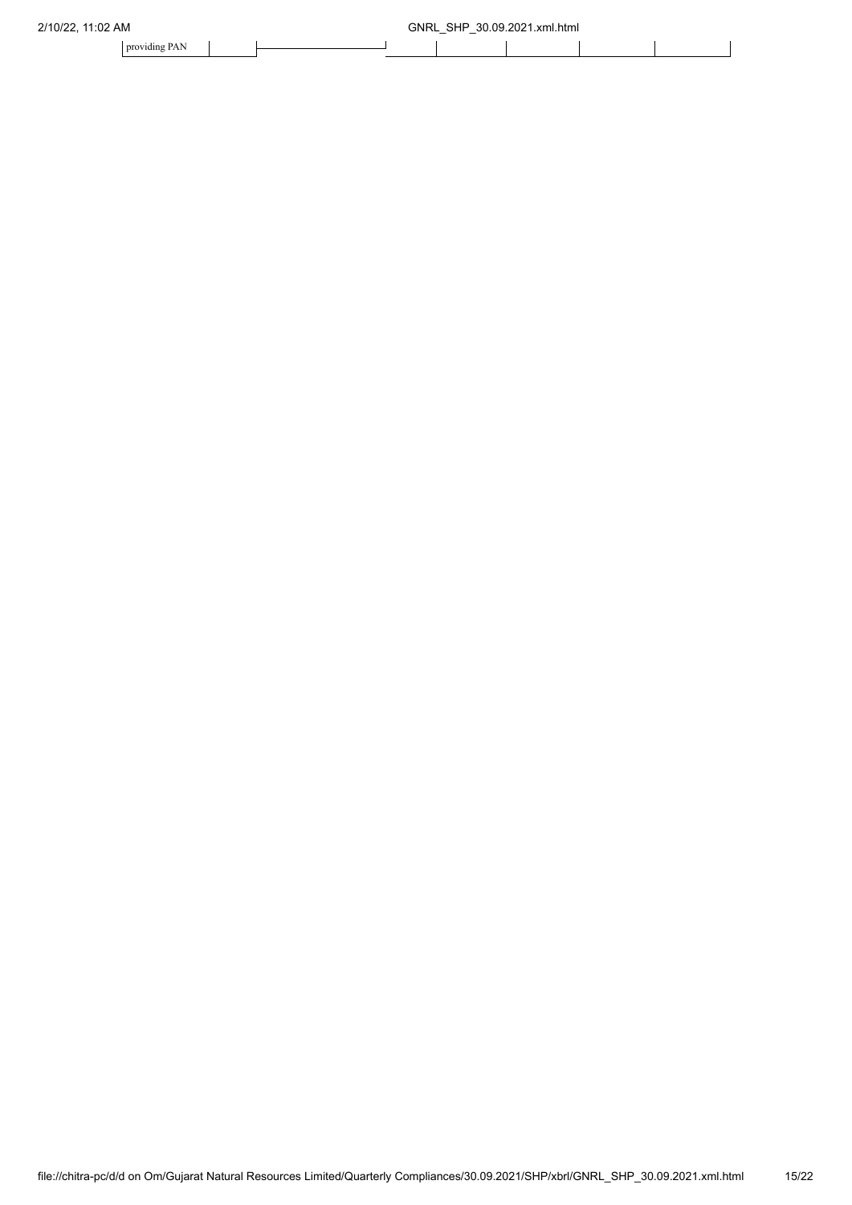| providing PAN | | | | | | | |
|---|---|---|---|---|---|---|---|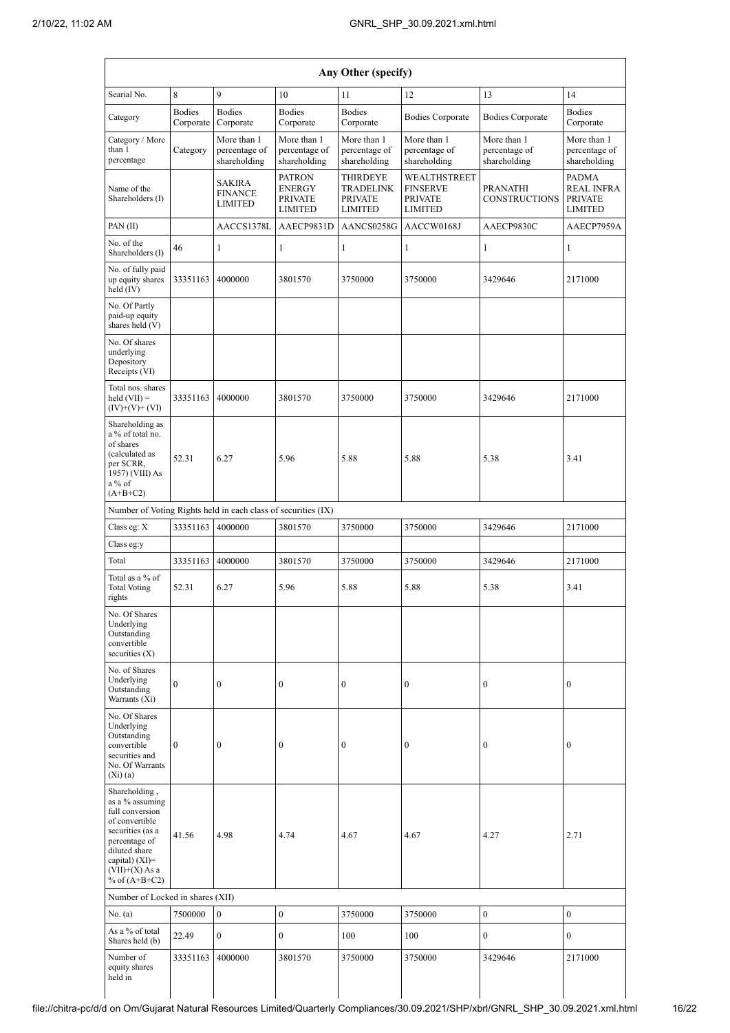| Any Other (specify) | | | | | | | |
|---|---|---|---|---|---|---|---|
| Searial No. | 8 | 9 | 10 | 11 | 12 | 13 | 14 |
| Category | Bodies Corporate | Bodies Corporate | Bodies Corporate | Bodies Corporate | Bodies Corporate | Bodies Corporate | Bodies Corporate |
| Category / More than 1 percentage | Category | More than 1 percentage of shareholding | More than 1 percentage of shareholding | More than 1 percentage of shareholding | More than 1 percentage of shareholding | More than 1 percentage of shareholding | More than 1 percentage of shareholding |
| Name of the Shareholders (I) | | SAKIRA FINANCE LIMITED | PATRON ENERGY PRIVATE LIMITED | THIRDEYE TRADELINK PRIVATE LIMITED | WEALTHSTREET FINSERVE PRIVATE LIMITED | PRANATHI CONSTRUCTIONS | PADMA REAL INFRA PRIVATE LIMITED |
| PAN (II) | | AACCS1378L | AAECP9831D | AANCS0258G | AACCW0168J | AAECP9830C | AAECP7959A |
| No. of the Shareholders (I) | 46 | 1 | 1 | 1 | 1 | 1 | 1 |
| No. of fully paid up equity shares held (IV) | 33351163 | 4000000 | 3801570 | 3750000 | 3750000 | 3429646 | 2171000 |
| No. Of Partly paid-up equity shares held (V) | | | | | | | |
| No. Of shares underlying Depository Receipts (VI) | | | | | | | |
| Total nos. shares held (VII) = (IV)+(V)+ (VI) | 33351163 | 4000000 | 3801570 | 3750000 | 3750000 | 3429646 | 2171000 |
| Shareholding as a % of total no. of shares (calculated as per SCRR, 1957) (VIII) As a % of (A+B+C2) | 52.31 | 6.27 | 5.96 | 5.88 | 5.88 | 5.38 | 3.41 |
| Number of Voting Rights held in each class of securities (IX) | | | | | | | |
| Class eg: X | 33351163 | 4000000 | 3801570 | 3750000 | 3750000 | 3429646 | 2171000 |
| Class eg:y | | | | | | | |
| Total | 33351163 | 4000000 | 3801570 | 3750000 | 3750000 | 3429646 | 2171000 |
| Total as a % of Total Voting rights | 52.31 | 6.27 | 5.96 | 5.88 | 5.88 | 5.38 | 3.41 |
| No. Of Shares Underlying Outstanding convertible securities (X) | | | | | | | |
| No. of Shares Underlying Outstanding Warrants (Xi) | 0 | 0 | 0 | 0 | 0 | 0 | 0 |
| No. Of Shares Underlying Outstanding convertible securities and No. Of Warrants (Xi) (a) | 0 | 0 | 0 | 0 | 0 | 0 | 0 |
| Shareholding , as a % assuming full conversion of convertible securities (as a percentage of diluted share capital) (XI)= (VII)+(X) As a % of (A+B+C2) | 41.56 | 4.98 | 4.74 | 4.67 | 4.67 | 4.27 | 2.71 |
| Number of Locked in shares (XII) | | | | | | | |
| No. (a) | 7500000 | 0 | 0 | 3750000 | 3750000 | 0 | 0 |
| As a % of total Shares held (b) | 22.49 | 0 | 0 | 100 | 100 | 0 | 0 |
| Number of equity shares held in | 33351163 | 4000000 | 3801570 | 3750000 | 3750000 | 3429646 | 2171000 |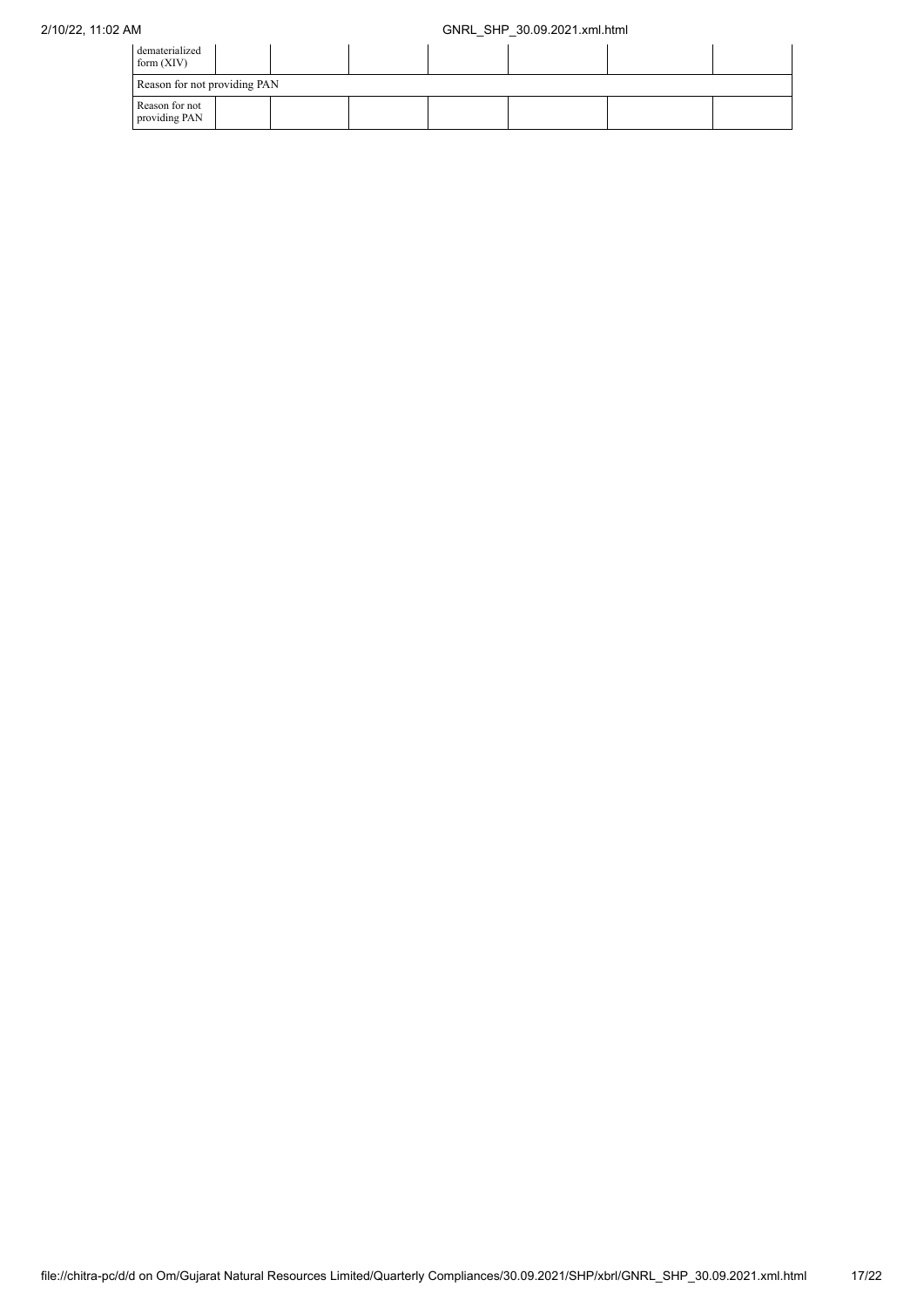| dematerialized form (XIV) | | | | | | | |
|---|---|---|---|---|---|---|---|
| Reason for not providing PAN | | | | | | | |
| Reason for not providing PAN | | | | | | | |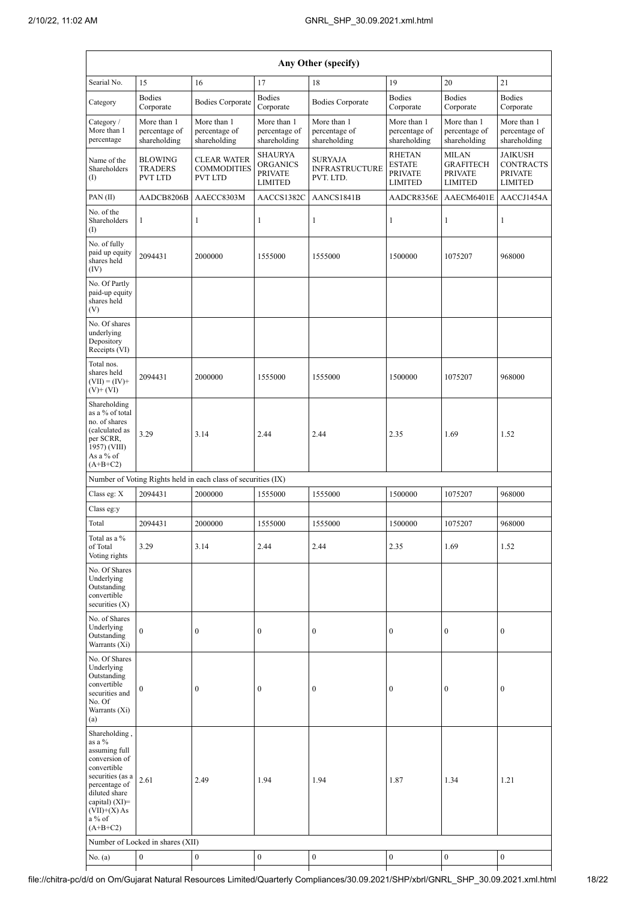| Any Other (specify) | | | | | | | |
|---|---|---|---|---|---|---|---|
| Searial No. | 15 | 16 | 17 | 18 | 19 | 20 | 21 |
| Category | Bodies Corporate | Bodies Corporate | Bodies Corporate | Bodies Corporate | Bodies Corporate | Bodies Corporate | Bodies Corporate |
| Category / More than 1 percentage | More than 1 percentage of shareholding | More than 1 percentage of shareholding | More than 1 percentage of shareholding | More than 1 percentage of shareholding | More than 1 percentage of shareholding | More than 1 percentage of shareholding | More than 1 percentage of shareholding |
| Name of the Shareholders (I) | BLOWING TRADERS PVT LTD | CLEAR WATER COMMODITIES PVT LTD | SHAURYA ORGANICS PRIVATE LIMITED | SURYAJA INFRASTRUCTURE PVT. LTD. | RHETAN ESTATE PRIVATE LIMITED | MILAN GRAFITECH PRIVATE LIMITED | JAIKUSH CONTRACTS PRIVATE LIMITED |
| PAN (II) | AADCB8206B | AAECC8303M | AACCS1382C | AANCS1841B | AADCR8356E | AAECM6401E | AACCJ1454A |
| No. of the Shareholders (I) | 1 | 1 | 1 | 1 | 1 | 1 | 1 |
| No. of fully paid up equity shares held (IV) | 2094431 | 2000000 | 1555000 | 1555000 | 1500000 | 1075207 | 968000 |
| No. Of Partly paid-up equity shares held (V) | | | | | | | |
| No. Of shares underlying Depository Receipts (VI) | | | | | | | |
| Total nos. shares held (VII) = (IV)+ (V)+ (VI) | 2094431 | 2000000 | 1555000 | 1555000 | 1500000 | 1075207 | 968000 |
| Shareholding as a % of total no. of shares (calculated as per SCRR, 1957) (VIII) As a % of (A+B+C2) | 3.29 | 3.14 | 2.44 | 2.44 | 2.35 | 1.69 | 1.52 |
| Number of Voting Rights held in each class of securities (IX) | | | | | | | |
| Class eg: X | 2094431 | 2000000 | 1555000 | 1555000 | 1500000 | 1075207 | 968000 |
| Class eg:y | | | | | | | |
| Total | 2094431 | 2000000 | 1555000 | 1555000 | 1500000 | 1075207 | 968000 |
| Total as a % of Total Voting rights | 3.29 | 3.14 | 2.44 | 2.44 | 2.35 | 1.69 | 1.52 |
| No. Of Shares Underlying Outstanding convertible securities (X) | | | | | | | |
| No. of Shares Underlying Outstanding Warrants (Xi) | 0 | 0 | 0 | 0 | 0 | 0 | 0 |
| No. Of Shares Underlying Outstanding convertible securities and No. Of Warrants (Xi) (a) | 0 | 0 | 0 | 0 | 0 | 0 | 0 |
| Shareholding , as a % assuming full conversion of convertible securities (as a percentage of diluted share capital) (XI)= (VII)+(X) As a % of (A+B+C2) | 2.61 | 2.49 | 1.94 | 1.94 | 1.87 | 1.34 | 1.21 |
| Number of Locked in shares (XII) | | | | | | | |
| No. (a) | 0 | 0 | 0 | 0 | 0 | 0 | 0 |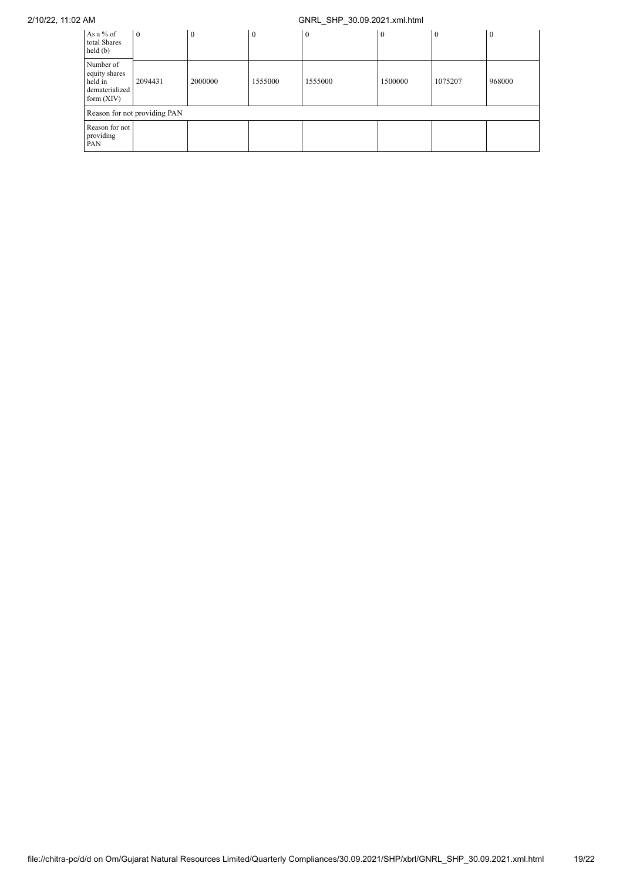| As a % of total Shares held (b) | 0 | 0 | 0 | 0 | 0 | 0 | 0 |
|---|---|---|---|---|---|---|---|
| Number of equity shares held in dematerialized form (XIV) | 2094431 | 2000000 | 1555000 | 1555000 | 1500000 | 1075207 | 968000 |
| Reason for not providing PAN | | | | | | | |
| Reason for not providing PAN | | | | | | | |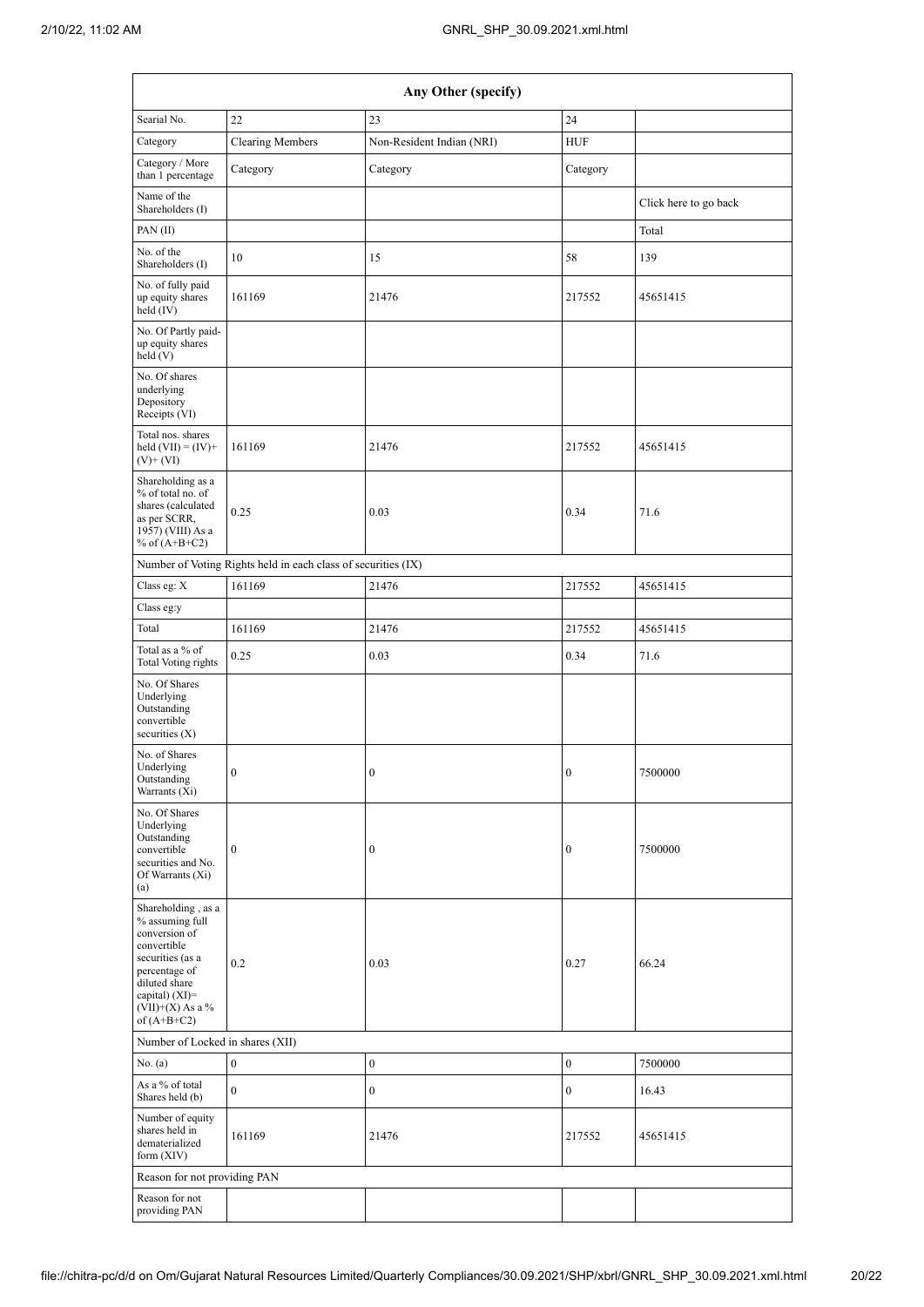| Any Other (specify) | | | | |
|---|---|---|---|---|
| Searial No. | 22 | 23 | 24 | |
| Category | Clearing Members | Non-Resident Indian (NRI) | HUF | |
| Category / More than 1 percentage | Category | Category | Category | |
| Name of the Shareholders (I) | | | | Click here to go back |
| PAN (II) | | | | Total |
| No. of the Shareholders (I) | 10 | 15 | 58 | 139 |
| No. of fully paid up equity shares held (IV) | 161169 | 21476 | 217552 | 45651415 |
| No. Of Partly paid-up equity shares held (V) | | | | |
| No. Of shares underlying Depository Receipts (VI) | | | | |
| Total nos. shares held (VII) = (IV)+ (V)+ (VI) | 161169 | 21476 | 217552 | 45651415 |
| Shareholding as a % of total no. of shares (calculated as per SCRR, 1957) (VIII) As a % of (A+B+C2) | 0.25 | 0.03 | 0.34 | 71.6 |
| Number of Voting Rights held in each class of securities (IX) | | | | |
| Class eg: X | 161169 | 21476 | 217552 | 45651415 |
| Class eg:y | | | | |
| Total | 161169 | 21476 | 217552 | 45651415 |
| Total as a % of Total Voting rights | 0.25 | 0.03 | 0.34 | 71.6 |
| No. Of Shares Underlying Outstanding convertible securities (X) | | | | |
| No. of Shares Underlying Outstanding Warrants (Xi) | 0 | 0 | 0 | 7500000 |
| No. Of Shares Underlying Outstanding convertible securities and No. Of Warrants (Xi) (a) | 0 | 0 | 0 | 7500000 |
| Shareholding , as a % assuming full conversion of convertible securities (as a percentage of diluted share capital) (XI)= (VII)+(X) As a % of (A+B+C2) | 0.2 | 0.03 | 0.27 | 66.24 |
| Number of Locked in shares (XII) | | | | |
| No. (a) | 0 | 0 | 0 | 7500000 |
| As a % of total Shares held (b) | 0 | 0 | 0 | 16.43 |
| Number of equity shares held in dematerialized form (XIV) | 161169 | 21476 | 217552 | 45651415 |
| Reason for not providing PAN | | | | |
| Reason for not providing PAN | | | | |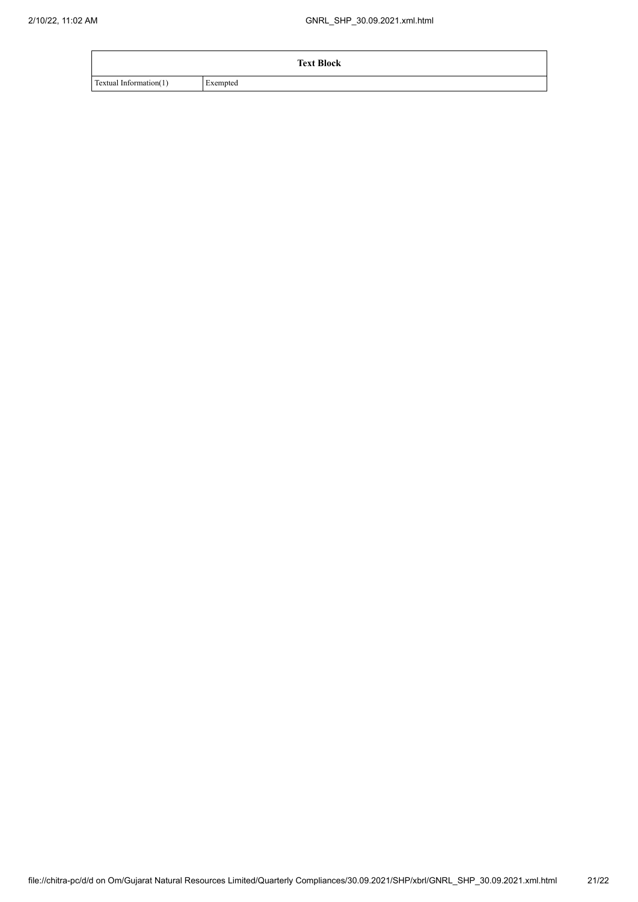| Text Block | |
|---|---|
| Textual Information(1) | Exempted |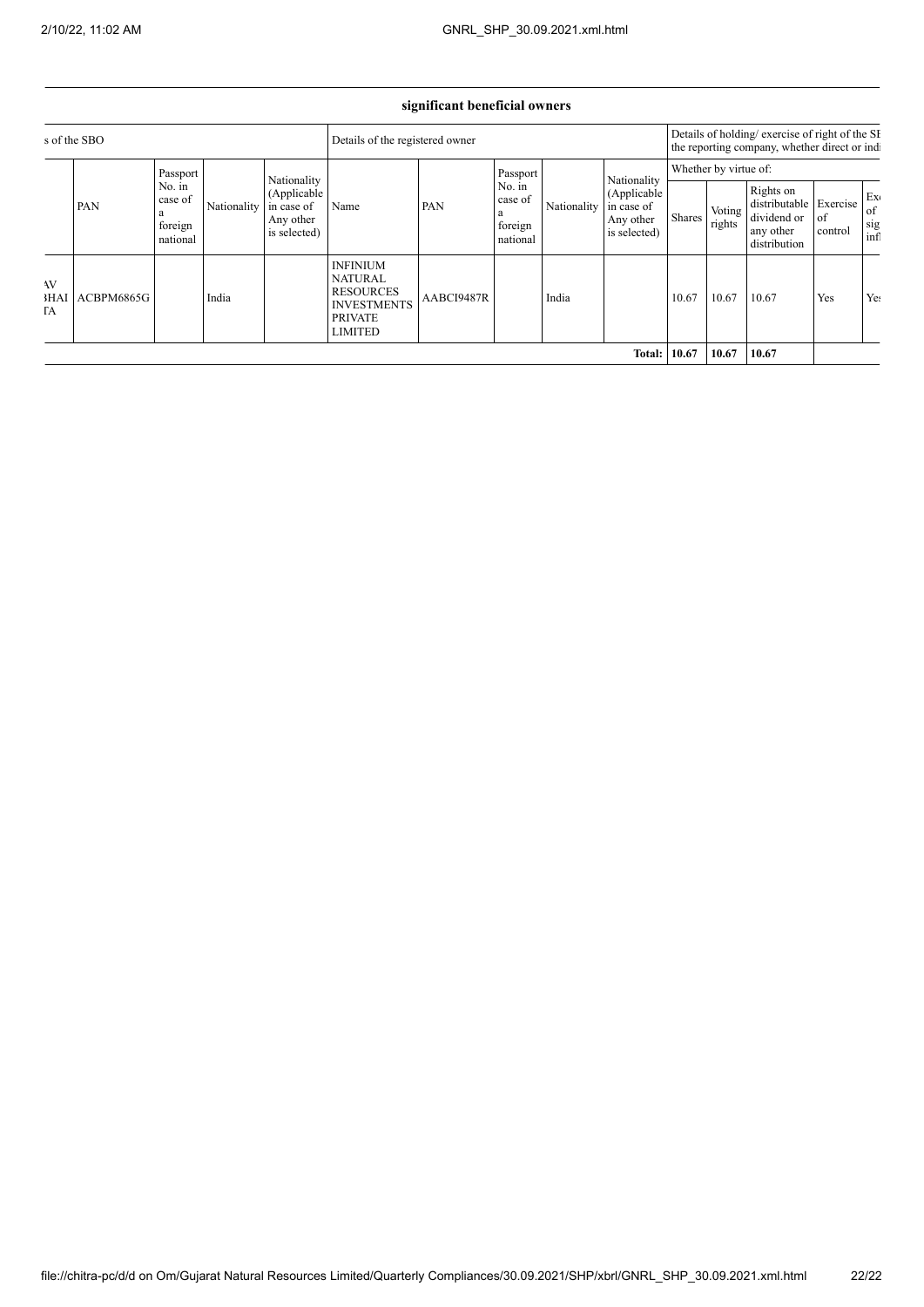## significant beneficial owners

| s of the SBO | | | | | Details of the registered owner | | | | | Details of holding/ exercise of right of the SE the reporting company, whether direct or indi | | | | |
|---|---|---|---|---|---|---|---|---|---|---|---|---|---|---|
| | | | | | | | | | | Whether by virtue of: | | | | |
| | PAN | Passport No. in case of a foreign national | Nationality | Nationality (Applicable in case of Any other is selected) | Name | PAN | Passport No. in case of a foreign national | Nationality | Nationality (Applicable in case of Any other is selected) | Shares | Voting rights | Rights on distributable dividend or any other distribution | Exercise of control | Ex of sig infl |
| AV 3HAI TA | ACBPM6865G | | India | | INFINIUM NATURAL RESOURCES INVESTMENTS PRIVATE LIMITED | AABCI9487R | | India | | 10.67 | 10.67 | 10.67 | Yes | Yes |
| | | | | | | | | | **Total:** | **10.67** | **10.67** | **10.67** | | |